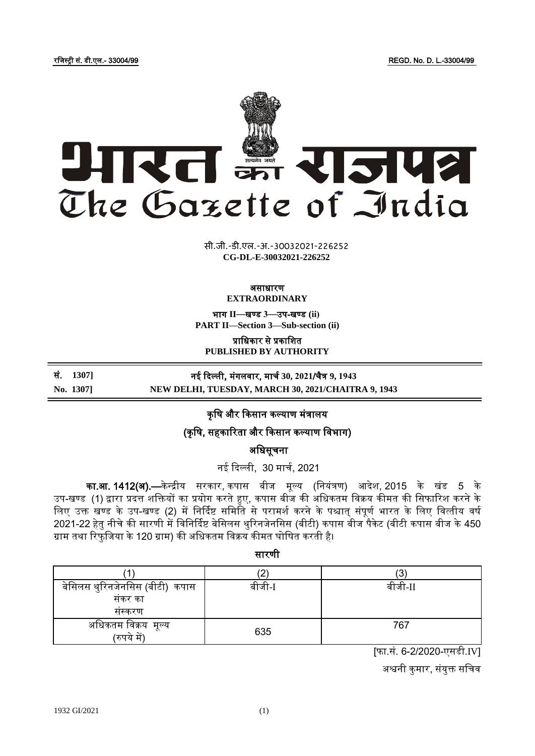रजिस्ट्री सं. डी.एल.- 33004/99 REGD. No. D. L.-33004/99

# भारत का राजपत्र
# The Gazette of India

सी.जी.-डी.एल.-अ.-30032021-226252
**CG-DL-E-30032021-226252**

**असाधारण**
**EXTRAORDINARY**

**भाग II—खण्ड 3—उप-खण्ड (ii)**
**PART II—Section 3—Sub-section (ii)**

**प्राधिकार से प्रकाशित**
**PUBLISHED BY AUTHORITY**

**सं. 1307] नई दिल्ली, मंगलवार, मार्च 30, 2021/चैत्र 9, 1943**
**No. 1307] NEW DELHI, TUESDAY, MARCH 30, 2021/CHAITRA 9, 1943**

## कृषि और किसान कल्याण मंत्रालय

## (कृषि, सहकारिता और किसान कल्याण विभाग)

### अधिसूचना

नई दिल्ली, 30 मार्च, 2021

**का.आ. 1412(अ).**—केन्द्रीय सरकार, कपास बीज मूल्य (नियंत्रण) आदेश, 2015 के खंड 5 के उप-खण्ड (1) द्वारा प्रदत्त शक्तियों का प्रयोग करते हुए, कपास बीज की अधिकतम विक्रय कीमत की सिफारिश करने के लिए उक्त खण्ड के उप-खण्ड (2) में निर्दिष्ट समिति से परामर्श करने के पश्चात् संपूर्ण भारत के लिए वित्तीय वर्ष 2021-22 हेतु नीचे की सारणी में विनिर्दिष्ट बेसिलस थुरिनजेनसिस (बीटी) कपास बीज पैकेट (बीटी कपास बीज के 450 ग्राम तथा रिफुजिया के 120 ग्राम) की अधिकतम विक्रय कीमत घोषित करती है।

**सारणी**

| (1) | (2) | (3) |
|---|---|---|
| बेसिलस थुरिनजेनसिस (बीटी) कपास संकर का संस्करण | बीजी-I | बीजी-II |
| अधिकतम विक्रय मूल्य (रुपये में) | 635 | 767 |

[फा.सं. 6-2/2020-एसडी.IV]

अश्वनी कुमार, संयुक्त सचिव

1932 GI/2021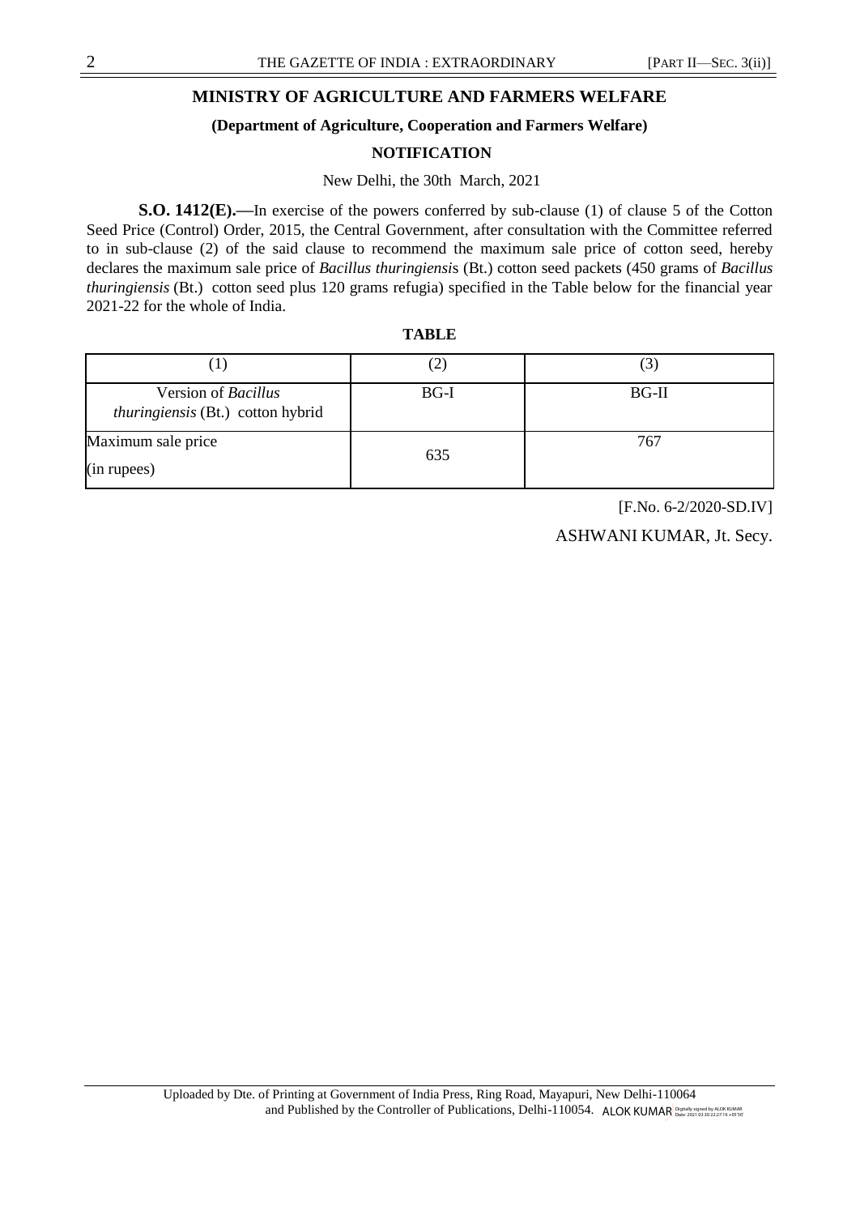## MINISTRY OF AGRICULTURE AND FARMERS WELFARE

### (Department of Agriculture, Cooperation and Farmers Welfare)

### NOTIFICATION

New Delhi, the 30th March, 2021

**S.O. 1412(E).—**In exercise of the powers conferred by sub-clause (1) of clause 5 of the Cotton Seed Price (Control) Order, 2015, the Central Government, after consultation with the Committee referred to in sub-clause (2) of the said clause to recommend the maximum sale price of cotton seed, hereby declares the maximum sale price of *Bacillus thuringiensis* (Bt.) cotton seed packets (450 grams of *Bacillus thuringiensis* (Bt.) cotton seed plus 120 grams refugia) specified in the Table below for the financial year 2021-22 for the whole of India.

**TABLE**

| (1) | (2) | (3) |
|---|---|---|
| Version of *Bacillus thuringiensis* (Bt.) cotton hybrid | BG-I | BG-II |
| Maximum sale price (in rupees) | 635 | 767 |

[F.No. 6-2/2020-SD.IV]

ASHWANI KUMAR, Jt. Secy.

Uploaded by Dte. of Printing at Government of India Press, Ring Road, Mayapuri, New Delhi-110064 and Published by the Controller of Publications, Delhi-110054.